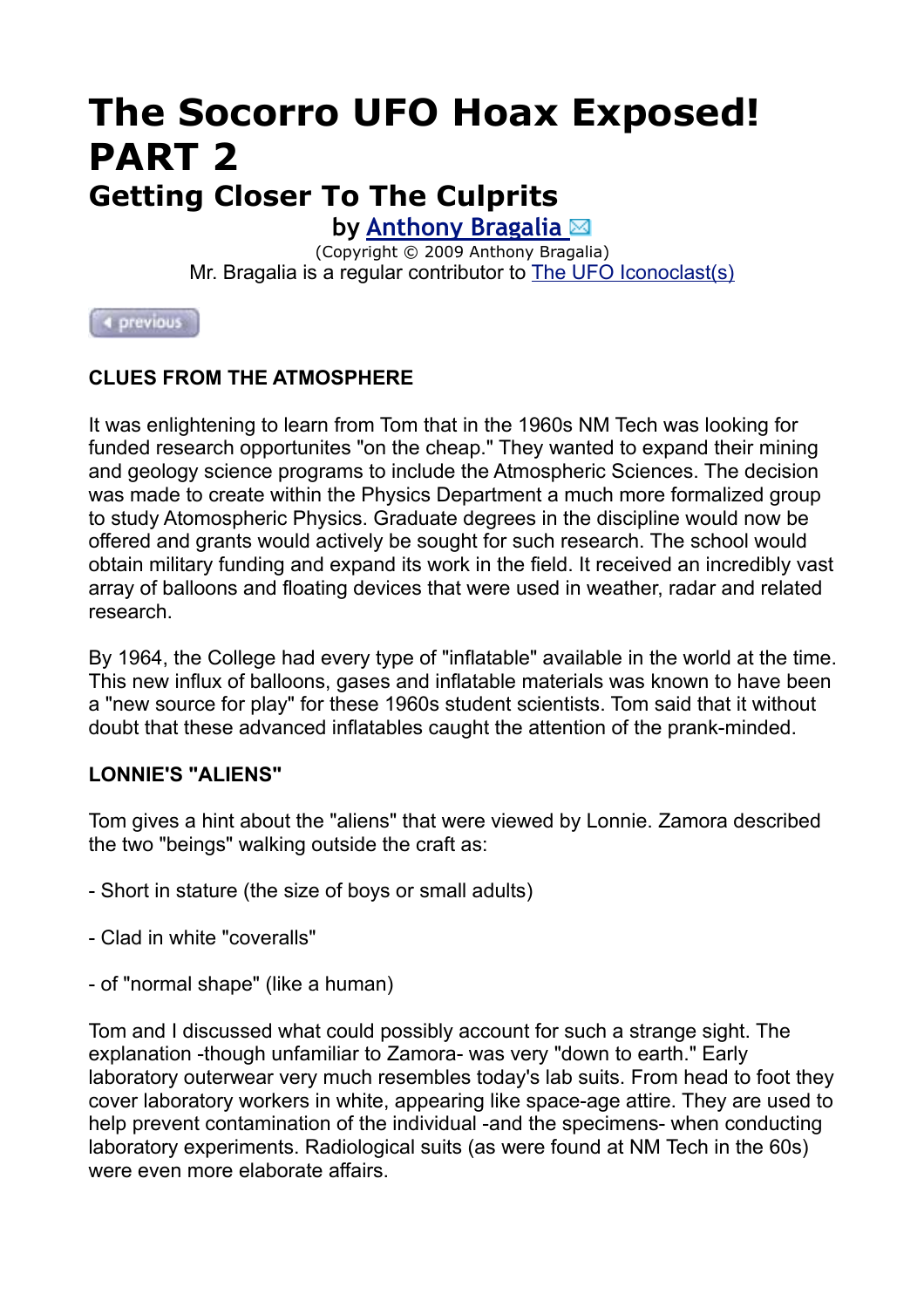# The Socorro UFO Hoax Exposed! PART 2

## Getting Closer To The Culprits

by Anthony Bragalia

(Copyright © 2009 Anthony Bragalia)

Mr. Bragalia is a regular contributor to The UFO Iconoclast(s)

previous

**CLUES FROM THE ATMOSPHERE**

It was enlightening to learn from Tom that in the 1960s NM Tech was looking for funded research opportunites "on the cheap." They wanted to expand their mining and geology science programs to include the Atmospheric Sciences. The decision was made to create within the Physics Department a much more formalized group to study Atomospheric Physics. Graduate degrees in the discipline would now be offered and grants would actively be sought for such research. The school would obtain military funding and expand its work in the field. It received an incredibly vast array of balloons and floating devices that were used in weather, radar and related research.

By 1964, the College had every type of "inflatable" available in the world at the time. This new influx of balloons, gases and inflatable materials was known to have been a "new source for play" for these 1960s student scientists. Tom said that it without doubt that these advanced inflatables caught the attention of the prank-minded.

**LONNIE'S "ALIENS"**

Tom gives a hint about the "aliens" that were viewed by Lonnie. Zamora described the two "beings" walking outside the craft as:

- Short in stature (the size of boys or small adults)

- Clad in white "coveralls"

- of "normal shape" (like a human)

Tom and I discussed what could possibly account for such a strange sight. The explanation -though unfamiliar to Zamora- was very "down to earth." Early laboratory outerwear very much resembles today's lab suits. From head to foot they cover laboratory workers in white, appearing like space-age attire. They are used to help prevent contamination of the individual -and the specimens- when conducting laboratory experiments. Radiological suits (as were found at NM Tech in the 60s) were even more elaborate affairs.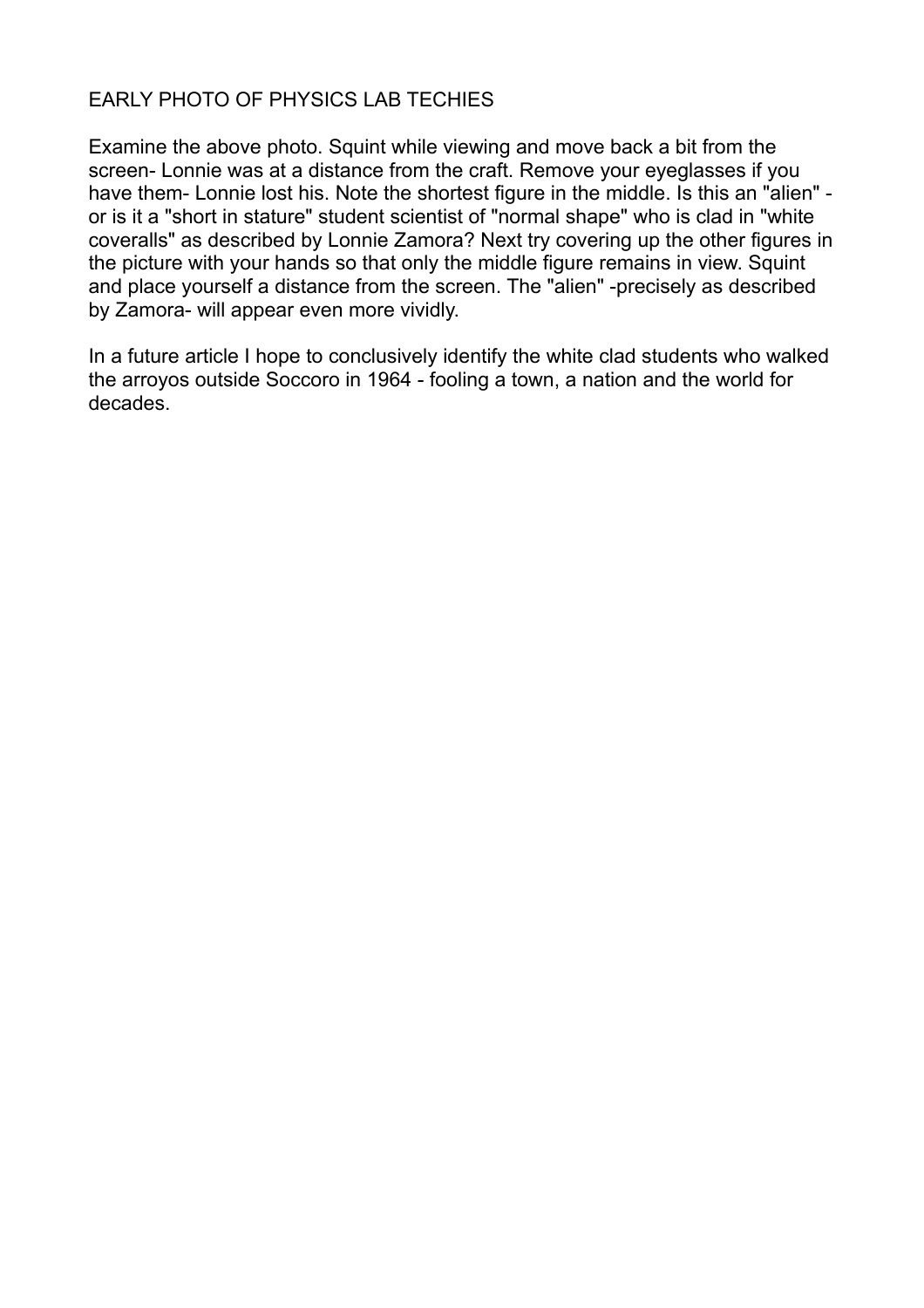EARLY PHOTO OF PHYSICS LAB TECHIES

Examine the above photo. Squint while viewing and move back a bit from the screen- Lonnie was at a distance from the craft. Remove your eyeglasses if you have them- Lonnie lost his. Note the shortest figure in the middle. Is this an "alien" - or is it a "short in stature" student scientist of "normal shape" who is clad in "white coveralls" as described by Lonnie Zamora? Next try covering up the other figures in the picture with your hands so that only the middle figure remains in view. Squint and place yourself a distance from the screen. The "alien" -precisely as described by Zamora- will appear even more vividly.

In a future article I hope to conclusively identify the white clad students who walked the arroyos outside Soccoro in 1964 - fooling a town, a nation and the world for decades.